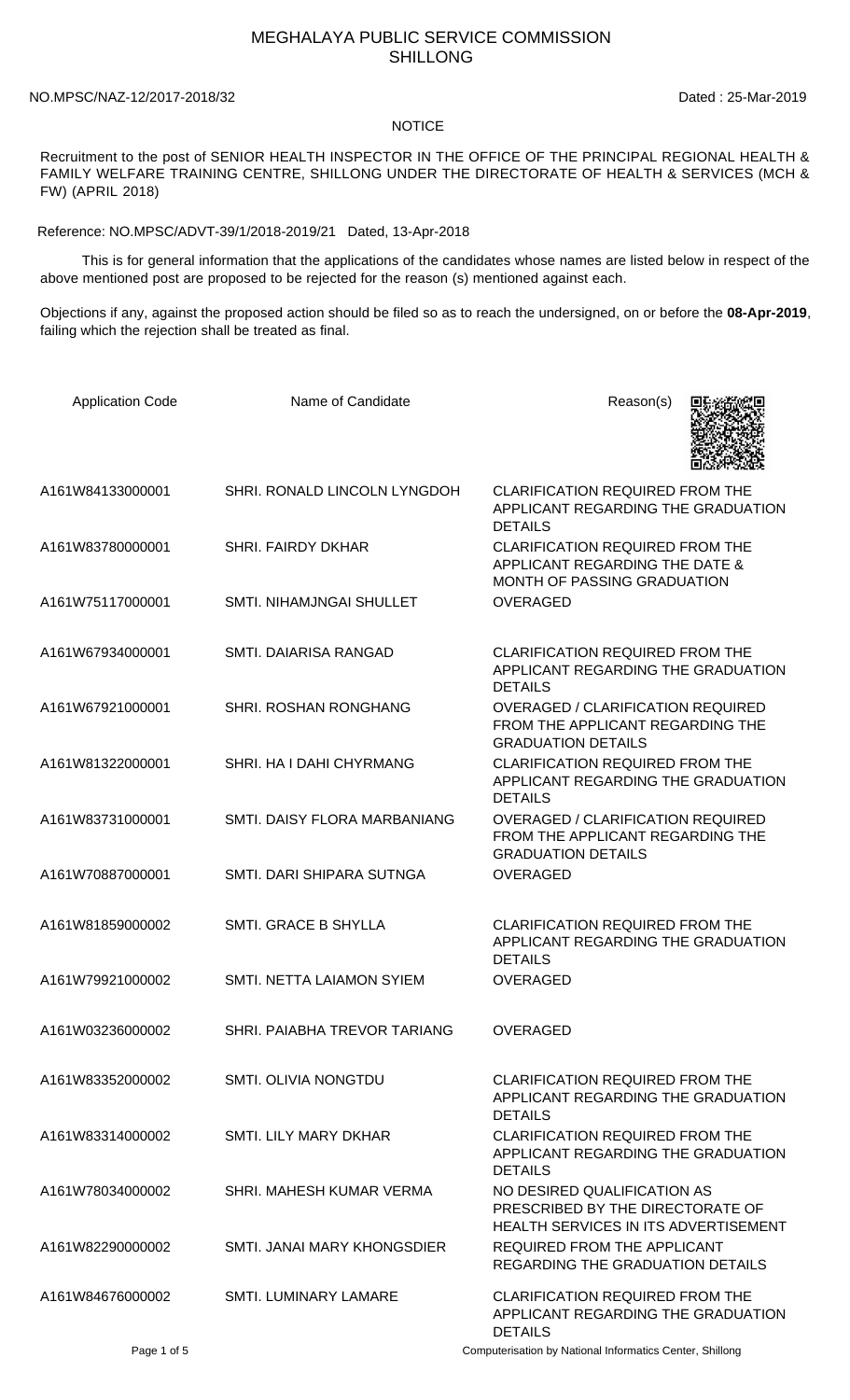# MEGHALAYA PUBLIC SERVICE COMMISSION
## SHILLONG

NO.MPSC/NAZ-12/2017-2018/32 Dated : 25-Mar-2019

**NOTICE**

Recruitment to the post of SENIOR HEALTH INSPECTOR IN THE OFFICE OF THE PRINCIPAL REGIONAL HEALTH & FAMILY WELFARE TRAINING CENTRE, SHILLONG UNDER THE DIRECTORATE OF HEALTH & SERVICES (MCH & FW) (APRIL 2018)

Reference: NO.MPSC/ADVT-39/1/2018-2019/21 Dated, 13-Apr-2018

This is for general information that the applications of the candidates whose names are listed below in respect of the above mentioned post are proposed to be rejected for the reason (s) mentioned against each.

Objections if any, against the proposed action should be filed so as to reach the undersigned, on or before the **08-Apr-2019**, failing which the rejection shall be treated as final.

| Application Code | Name of Candidate | Reason(s) |
|---|---|---|
| A161W84133000001 | SHRI. RONALD LINCOLN LYNGDOH | CLARIFICATION REQUIRED FROM THE APPLICANT REGARDING THE GRADUATION DETAILS |
| A161W83780000001 | SHRI. FAIRDY DKHAR | CLARIFICATION REQUIRED FROM THE APPLICANT REGARDING THE DATE & MONTH OF PASSING GRADUATION |
| A161W75117000001 | SMTI. NIHAMJNGAI SHULLET | OVERAGED |
| A161W67934000001 | SMTI. DAIARISA RANGAD | CLARIFICATION REQUIRED FROM THE APPLICANT REGARDING THE GRADUATION DETAILS |
| A161W67921000001 | SHRI. ROSHAN RONGHANG | OVERAGED / CLARIFICATION REQUIRED FROM THE APPLICANT REGARDING THE GRADUATION DETAILS |
| A161W81322000001 | SHRI. HA I DAHI CHYRMANG | CLARIFICATION REQUIRED FROM THE APPLICANT REGARDING THE GRADUATION DETAILS |
| A161W83731000001 | SMTI. DAISY FLORA MARBANIANG | OVERAGED / CLARIFICATION REQUIRED FROM THE APPLICANT REGARDING THE GRADUATION DETAILS |
| A161W70887000001 | SMTI. DARI SHIPARA SUTNGA | OVERAGED |
| A161W81859000002 | SMTI. GRACE B SHYLLA | CLARIFICATION REQUIRED FROM THE APPLICANT REGARDING THE GRADUATION DETAILS |
| A161W79921000002 | SMTI. NETTA LAIAMON SYIEM | OVERAGED |
| A161W03236000002 | SHRI. PAIABHA TREVOR TARIANG | OVERAGED |
| A161W83352000002 | SMTI. OLIVIA NONGTDU | CLARIFICATION REQUIRED FROM THE APPLICANT REGARDING THE GRADUATION DETAILS |
| A161W83314000002 | SMTI. LILY MARY DKHAR | CLARIFICATION REQUIRED FROM THE APPLICANT REGARDING THE GRADUATION DETAILS |
| A161W78034000002 | SHRI. MAHESH KUMAR VERMA | NO DESIRED QUALIFICATION AS PRESCRIBED BY THE DIRECTORATE OF HEALTH SERVICES IN ITS ADVERTISEMENT |
| A161W82290000002 | SMTI. JANAI MARY KHONGSDIER | REQUIRED FROM THE APPLICANT REGARDING THE GRADUATION DETAILS |
| A161W84676000002 | SMTI. LUMINARY LAMARE | CLARIFICATION REQUIRED FROM THE APPLICANT REGARDING THE GRADUATION DETAILS |

Computerisation by National Informatics Center, Shillong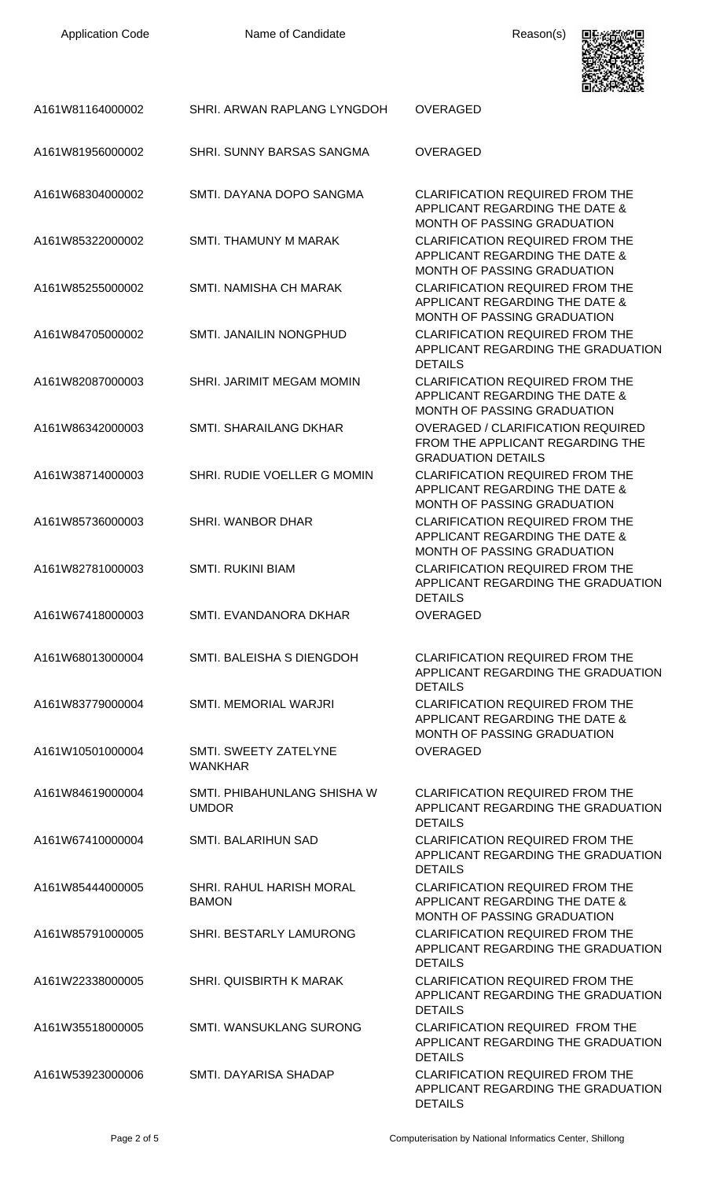| Application Code | Name of Candidate | Reason(s) |
| --- | --- | --- |
| A161W81164000002 | SHRI. ARWAN RAPLANG LYNGDOH | OVERAGED |
| A161W81956000002 | SHRI. SUNNY BARSAS SANGMA | OVERAGED |
| A161W68304000002 | SMTI. DAYANA DOPO SANGMA | CLARIFICATION REQUIRED FROM THE APPLICANT REGARDING THE DATE & MONTH OF PASSING GRADUATION |
| A161W85322000002 | SMTI. THAMUNY M MARAK | CLARIFICATION REQUIRED FROM THE APPLICANT REGARDING THE DATE & MONTH OF PASSING GRADUATION |
| A161W85255000002 | SMTI. NAMISHA CH MARAK | CLARIFICATION REQUIRED FROM THE APPLICANT REGARDING THE DATE & MONTH OF PASSING GRADUATION |
| A161W84705000002 | SMTI. JANAILIN NONGPHUD | CLARIFICATION REQUIRED FROM THE APPLICANT REGARDING THE GRADUATION DETAILS |
| A161W82087000003 | SHRI. JARIMIT MEGAM MOMIN | CLARIFICATION REQUIRED FROM THE APPLICANT REGARDING THE DATE & MONTH OF PASSING GRADUATION |
| A161W86342000003 | SMTI. SHARAILANG DKHAR | OVERAGED / CLARIFICATION REQUIRED FROM THE APPLICANT REGARDING THE GRADUATION DETAILS |
| A161W38714000003 | SHRI. RUDIE VOELLER G MOMIN | CLARIFICATION REQUIRED FROM THE APPLICANT REGARDING THE DATE & MONTH OF PASSING GRADUATION |
| A161W85736000003 | SHRI. WANBOR DHAR | CLARIFICATION REQUIRED FROM THE APPLICANT REGARDING THE DATE & MONTH OF PASSING GRADUATION |
| A161W82781000003 | SMTI. RUKINI BIAM | CLARIFICATION REQUIRED FROM THE APPLICANT REGARDING THE GRADUATION DETAILS |
| A161W67418000003 | SMTI. EVANDANORA DKHAR | OVERAGED |
| A161W68013000004 | SMTI. BALEISHA S DIENGDOH | CLARIFICATION REQUIRED FROM THE APPLICANT REGARDING THE GRADUATION DETAILS |
| A161W83779000004 | SMTI. MEMORIAL WARJRI | CLARIFICATION REQUIRED FROM THE APPLICANT REGARDING THE DATE & MONTH OF PASSING GRADUATION |
| A161W10501000004 | SMTI. SWEETY ZATELYNE WANKHAR | OVERAGED |
| A161W84619000004 | SMTI. PHIBAHUNLANG SHISHA W UMDOR | CLARIFICATION REQUIRED FROM THE APPLICANT REGARDING THE GRADUATION DETAILS |
| A161W67410000004 | SMTI. BALARIHUN SAD | CLARIFICATION REQUIRED FROM THE APPLICANT REGARDING THE GRADUATION DETAILS |
| A161W85444000005 | SHRI. RAHUL HARISH MORAL BAMON | CLARIFICATION REQUIRED FROM THE APPLICANT REGARDING THE DATE & MONTH OF PASSING GRADUATION |
| A161W85791000005 | SHRI. BESTARLY LAMURONG | CLARIFICATION REQUIRED FROM THE APPLICANT REGARDING THE GRADUATION DETAILS |
| A161W22338000005 | SHRI. QUISBIRTH K MARAK | CLARIFICATION REQUIRED FROM THE APPLICANT REGARDING THE GRADUATION DETAILS |
| A161W35518000005 | SMTI. WANSUKLANG SURONG | CLARIFICATION REQUIRED FROM THE APPLICANT REGARDING THE GRADUATION DETAILS |
| A161W53923000006 | SMTI. DAYARISA SHADAP | CLARIFICATION REQUIRED FROM THE APPLICANT REGARDING THE GRADUATION DETAILS |

Computerisation by National Informatics Center, Shillong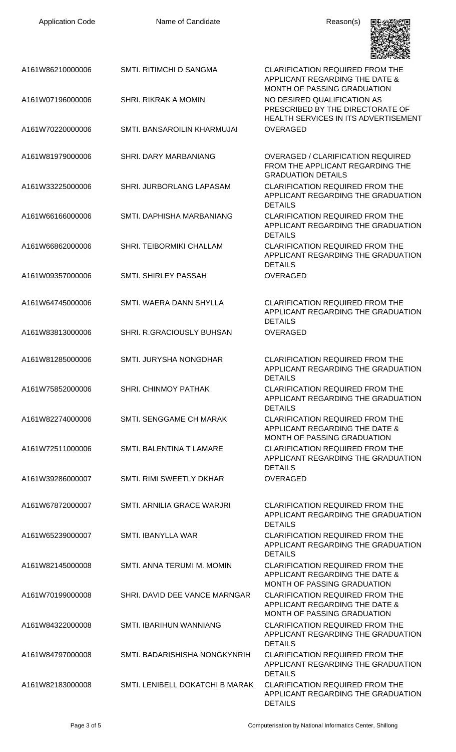| Application Code | Name of Candidate | Reason(s) |
| --- | --- | --- |
| A161W86210000006 | SMTI. RITIMCHI D SANGMA | CLARIFICATION REQUIRED FROM THE APPLICANT REGARDING THE DATE & MONTH OF PASSING GRADUATION |
| A161W07196000006 | SHRI. RIKRAK A MOMIN | NO DESIRED QUALIFICATION AS PRESCRIBED BY THE DIRECTORATE OF HEALTH SERVICES IN ITS ADVERTISEMENT |
| A161W70220000006 | SMTI. BANSAROILIN KHARMUJAI | OVERAGED |
| A161W81979000006 | SHRI. DARY MARBANIANG | OVERAGED / CLARIFICATION REQUIRED FROM THE APPLICANT REGARDING THE GRADUATION DETAILS |
| A161W33225000006 | SHRI. JURBORLANG LAPASAM | CLARIFICATION REQUIRED FROM THE APPLICANT REGARDING THE GRADUATION DETAILS |
| A161W66166000006 | SMTI. DAPHISHA MARBANIANG | CLARIFICATION REQUIRED FROM THE APPLICANT REGARDING THE GRADUATION DETAILS |
| A161W66862000006 | SHRI. TEIBORMIKI CHALLAM | CLARIFICATION REQUIRED FROM THE APPLICANT REGARDING THE GRADUATION DETAILS |
| A161W09357000006 | SMTI. SHIRLEY PASSAH | OVERAGED |
| A161W64745000006 | SMTI. WAERA DANN SHYLLA | CLARIFICATION REQUIRED FROM THE APPLICANT REGARDING THE GRADUATION DETAILS |
| A161W83813000006 | SHRI. R.GRACIOUSLY BUHSAN | OVERAGED |
| A161W81285000006 | SMTI. JURYSHA NONGDHAR | CLARIFICATION REQUIRED FROM THE APPLICANT REGARDING THE GRADUATION DETAILS |
| A161W75852000006 | SHRI. CHINMOY PATHAK | CLARIFICATION REQUIRED FROM THE APPLICANT REGARDING THE GRADUATION DETAILS |
| A161W82274000006 | SMTI. SENGGAME CH MARAK | CLARIFICATION REQUIRED FROM THE APPLICANT REGARDING THE DATE & MONTH OF PASSING GRADUATION |
| A161W72511000006 | SMTI. BALENTINA T LAMARE | CLARIFICATION REQUIRED FROM THE APPLICANT REGARDING THE GRADUATION DETAILS |
| A161W39286000007 | SMTI. RIMI SWEETLY DKHAR | OVERAGED |
| A161W67872000007 | SMTI. ARNILIA GRACE WARJRI | CLARIFICATION REQUIRED FROM THE APPLICANT REGARDING THE GRADUATION DETAILS |
| A161W65239000007 | SMTI. IBANYLLA WAR | CLARIFICATION REQUIRED FROM THE APPLICANT REGARDING THE GRADUATION DETAILS |
| A161W82145000008 | SMTI. ANNA TERUMI M. MOMIN | CLARIFICATION REQUIRED FROM THE APPLICANT REGARDING THE DATE & MONTH OF PASSING GRADUATION |
| A161W70199000008 | SHRI. DAVID DEE VANCE MARNGAR | CLARIFICATION REQUIRED FROM THE APPLICANT REGARDING THE DATE & MONTH OF PASSING GRADUATION |
| A161W84322000008 | SMTI. IBARIHUN WANNIANG | CLARIFICATION REQUIRED FROM THE APPLICANT REGARDING THE GRADUATION DETAILS |
| A161W84797000008 | SMTI. BADARISHISHA NONGKYNRIH | CLARIFICATION REQUIRED FROM THE APPLICANT REGARDING THE GRADUATION DETAILS |
| A161W82183000008 | SMTI. LENIBELL DOKATCHI B MARAK | CLARIFICATION REQUIRED FROM THE APPLICANT REGARDING THE GRADUATION DETAILS |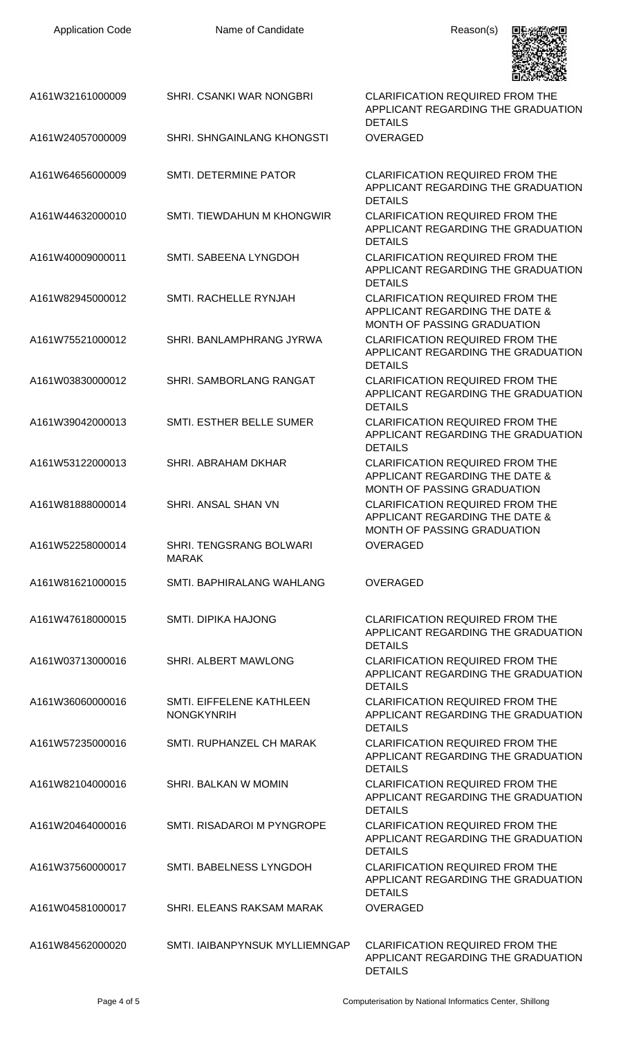| Application Code | Name of Candidate | Reason(s) |
| --- | --- | --- |
| A161W32161000009 | SHRI. CSANKI WAR NONGBRI | CLARIFICATION REQUIRED FROM THE APPLICANT REGARDING THE GRADUATION DETAILS |
| A161W24057000009 | SHRI. SHNGAINLANG KHONGSTI | OVERAGED |
| A161W64656000009 | SMTI. DETERMINE PATOR | CLARIFICATION REQUIRED FROM THE APPLICANT REGARDING THE GRADUATION DETAILS |
| A161W44632000010 | SMTI. TIEWDAHUN M KHONGWIR | CLARIFICATION REQUIRED FROM THE APPLICANT REGARDING THE GRADUATION DETAILS |
| A161W40009000011 | SMTI. SABEENA LYNGDOH | CLARIFICATION REQUIRED FROM THE APPLICANT REGARDING THE GRADUATION DETAILS |
| A161W82945000012 | SMTI. RACHELLE RYNJAH | CLARIFICATION REQUIRED FROM THE APPLICANT REGARDING THE DATE & MONTH OF PASSING GRADUATION |
| A161W75521000012 | SHRI. BANLAMPHRANG JYRWA | CLARIFICATION REQUIRED FROM THE APPLICANT REGARDING THE GRADUATION DETAILS |
| A161W03830000012 | SHRI. SAMBORLANG RANGAT | CLARIFICATION REQUIRED FROM THE APPLICANT REGARDING THE GRADUATION DETAILS |
| A161W39042000013 | SMTI. ESTHER BELLE SUMER | CLARIFICATION REQUIRED FROM THE APPLICANT REGARDING THE GRADUATION DETAILS |
| A161W53122000013 | SHRI. ABRAHAM DKHAR | CLARIFICATION REQUIRED FROM THE APPLICANT REGARDING THE DATE & MONTH OF PASSING GRADUATION |
| A161W81888000014 | SHRI. ANSAL SHAN VN | CLARIFICATION REQUIRED FROM THE APPLICANT REGARDING THE DATE & MONTH OF PASSING GRADUATION |
| A161W52258000014 | SHRI. TENGSRANG BOLWARI MARAK | OVERAGED |
| A161W81621000015 | SMTI. BAPHIRALANG WAHLANG | OVERAGED |
| A161W47618000015 | SMTI. DIPIKA HAJONG | CLARIFICATION REQUIRED FROM THE APPLICANT REGARDING THE GRADUATION DETAILS |
| A161W03713000016 | SHRI. ALBERT MAWLONG | CLARIFICATION REQUIRED FROM THE APPLICANT REGARDING THE GRADUATION DETAILS |
| A161W36060000016 | SMTI. EIFFELENE KATHLEEN NONGKYNRIH | CLARIFICATION REQUIRED FROM THE APPLICANT REGARDING THE GRADUATION DETAILS |
| A161W57235000016 | SMTI. RUPHANZEL CH MARAK | CLARIFICATION REQUIRED FROM THE APPLICANT REGARDING THE GRADUATION DETAILS |
| A161W82104000016 | SHRI. BALKAN W MOMIN | CLARIFICATION REQUIRED FROM THE APPLICANT REGARDING THE GRADUATION DETAILS |
| A161W20464000016 | SMTI. RISADAROI M PYNGROPE | CLARIFICATION REQUIRED FROM THE APPLICANT REGARDING THE GRADUATION DETAILS |
| A161W37560000017 | SMTI. BABELNESS LYNGDOH | CLARIFICATION REQUIRED FROM THE APPLICANT REGARDING THE GRADUATION DETAILS |
| A161W04581000017 | SHRI. ELEANS RAKSAM MARAK | OVERAGED |
| A161W84562000020 | SMTI. IAIBANPYNSUK MYLLIEMNGAP | CLARIFICATION REQUIRED FROM THE APPLICANT REGARDING THE GRADUATION DETAILS |

Computerisation by National Informatics Center, Shillong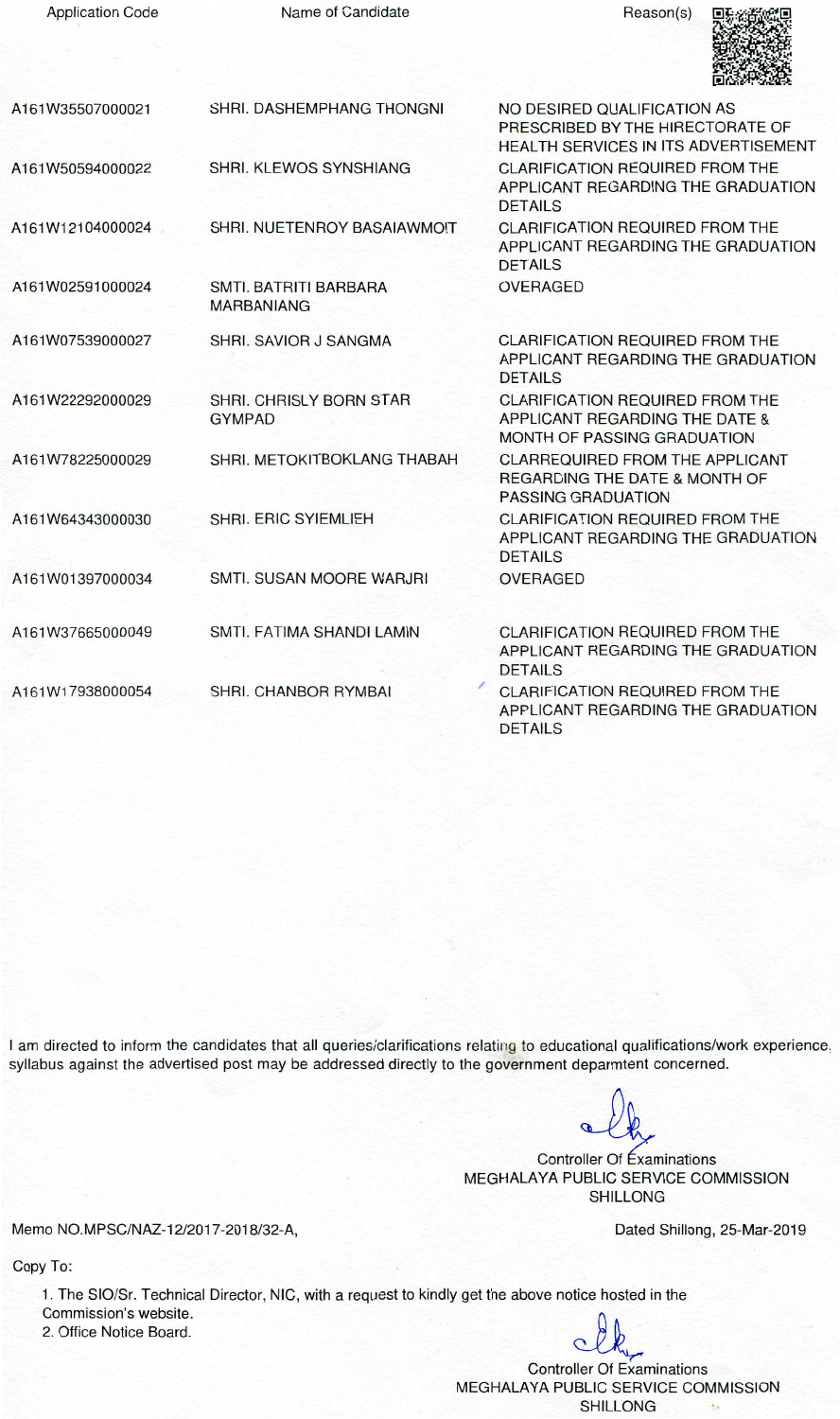| Application Code | Name of Candidate | Reason(s) |
| --- | --- | --- |
| A161W35507000021 | SHRI. DASHEMPHANG THONGNI | NO DESIRED QUALIFICATION AS PRESCRIBED BY THE HIRECTORATE OF HEALTH SERVICES IN ITS ADVERTISEMENT |
| A161W50594000022 | SHRI. KLEWOS SYNSHIANG | CLARIFICATION REQUIRED FROM THE APPLICANT REGARDING THE GRADUATION DETAILS |
| A161W12104000024 | SHRI. NUETENROY BASAIAWMOIT | CLARIFICATION REQUIRED FROM THE APPLICANT REGARDING THE GRADUATION DETAILS |
| A161W02591000024 | SMTI. BATRITI BARBARA MARBANIANG | OVERAGED |
| A161W07539000027 | SHRI. SAVIOR J SANGMA | CLARIFICATION REQUIRED FROM THE APPLICANT REGARDING THE GRADUATION DETAILS |
| A161W22292000029 | SHRI. CHRISLY BORN STAR GYMPAD | CLARIFICATION REQUIRED FROM THE APPLICANT REGARDING THE DATE & MONTH OF PASSING GRADUATION |
| A161W78225000029 | SHRI. METOKITBOKLANG THABAH | CLARREQUIRED FROM THE APPLICANT REGARDING THE DATE & MONTH OF PASSING GRADUATION |
| A161W64343000030 | SHRI. ERIC SYIEMLIEH | CLARIFICATION REQUIRED FROM THE APPLICANT REGARDING THE GRADUATION DETAILS |
| A161W01397000034 | SMTI. SUSAN MOORE WARJRI | OVERAGED |
| A161W37665000049 | SMTI. FATIMA SHANDI LAMIN | CLARIFICATION REQUIRED FROM THE APPLICANT REGARDING THE GRADUATION DETAILS |
| A161W17938000054 | SHRI. CHANBOR RYMBAI | CLARIFICATION REQUIRED FROM THE APPLICANT REGARDING THE GRADUATION DETAILS |

I am directed to inform the candidates that all queries/clarifications relating to educational qualifications/work experience, syllabus against the advertised post may be addressed directly to the government deparmtent concerned.

Controller Of Examinations
MEGHALAYA PUBLIC SERVICE COMMISSION
SHILLONG

Memo NO.MPSC/NAZ-12/2017-2018/32-A,

Dated Shillong, 25-Mar-2019

Copy To:

1. The SIO/Sr. Technical Director, NIC, with a request to kindly get the above notice hosted in the Commission's website.
2. Office Notice Board.

Controller Of Examinations
MEGHALAYA PUBLIC SERVICE COMMISSION
SHILLONG